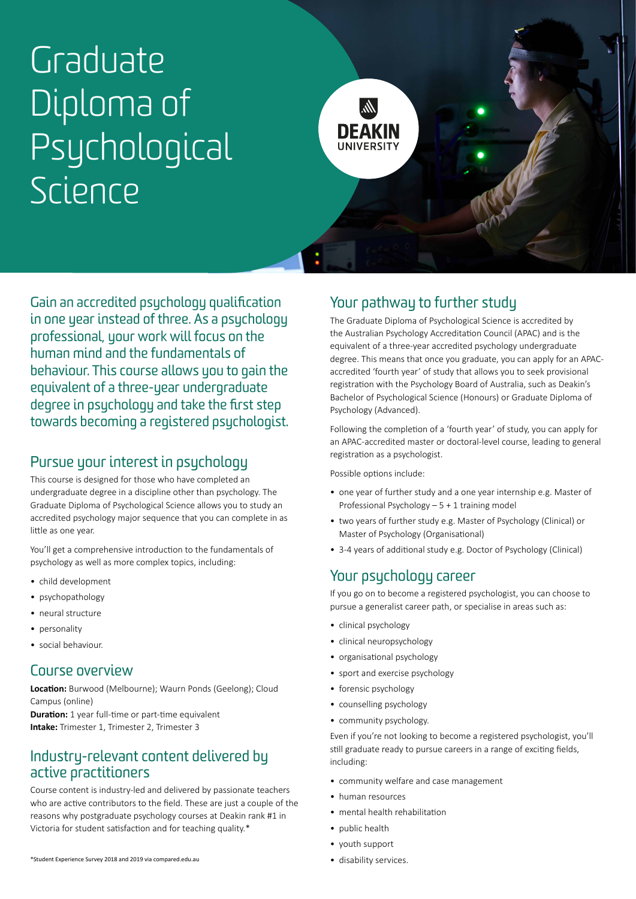# Graduate Diploma of Psychological Science

DEAKIN UNIVERSITY

Gain an accredited psychology qualification in one year instead of three. As a psychology professional, your work will focus on the human mind and the fundamentals of behaviour. This course allows you to gain the equivalent of a three-year undergraduate degree in psychology and take the first step towards becoming a registered psychologist.

## Pursue your interest in psychology

This course is designed for those who have completed an undergraduate degree in a discipline other than psychology. The Graduate Diploma of Psychological Science allows you to study an accredited psychology major sequence that you can complete in as little as one year.

You'll get a comprehensive introduction to the fundamentals of psychology as well as more complex topics, including:

- child development
- psychopathology
- neural structure
- personality
- social behaviour.

## Course overview

**Location:** Burwood (Melbourne); Waurn Ponds (Geelong); Cloud Campus (online)
**Duration:** 1 year full-time or part-time equivalent
**Intake:** Trimester 1, Trimester 2, Trimester 3

## Industry-relevant content delivered by active practitioners

Course content is industry-led and delivered by passionate teachers who are active contributors to the field. These are just a couple of the reasons why postgraduate psychology courses at Deakin rank #1 in Victoria for student satisfaction and for teaching quality.*

*Student Experience Survey 2018 and 2019 via compared.edu.au

## Your pathway to further study

The Graduate Diploma of Psychological Science is accredited by the Australian Psychology Accreditation Council (APAC) and is the equivalent of a three-year accredited psychology undergraduate degree. This means that once you graduate, you can apply for an APAC-accredited 'fourth year' of study that allows you to seek provisional registration with the Psychology Board of Australia, such as Deakin's Bachelor of Psychological Science (Honours) or Graduate Diploma of Psychology (Advanced).

Following the completion of a 'fourth year' of study, you can apply for an APAC-accredited master or doctoral-level course, leading to general registration as a psychologist.

Possible options include:

- one year of further study and a one year internship e.g. Master of Professional Psychology – 5 + 1 training model
- two years of further study e.g. Master of Psychology (Clinical) or Master of Psychology (Organisational)
- 3-4 years of additional study e.g. Doctor of Psychology (Clinical)

## Your psychology career

If you go on to become a registered psychologist, you can choose to pursue a generalist career path, or specialise in areas such as:

- clinical psychology
- clinical neuropsychology
- organisational psychology
- sport and exercise psychology
- forensic psychology
- counselling psychology
- community psychology.

Even if you're not looking to become a registered psychologist, you'll still graduate ready to pursue careers in a range of exciting fields, including:

- community welfare and case management
- human resources
- mental health rehabilitation
- public health
- youth support
- disability services.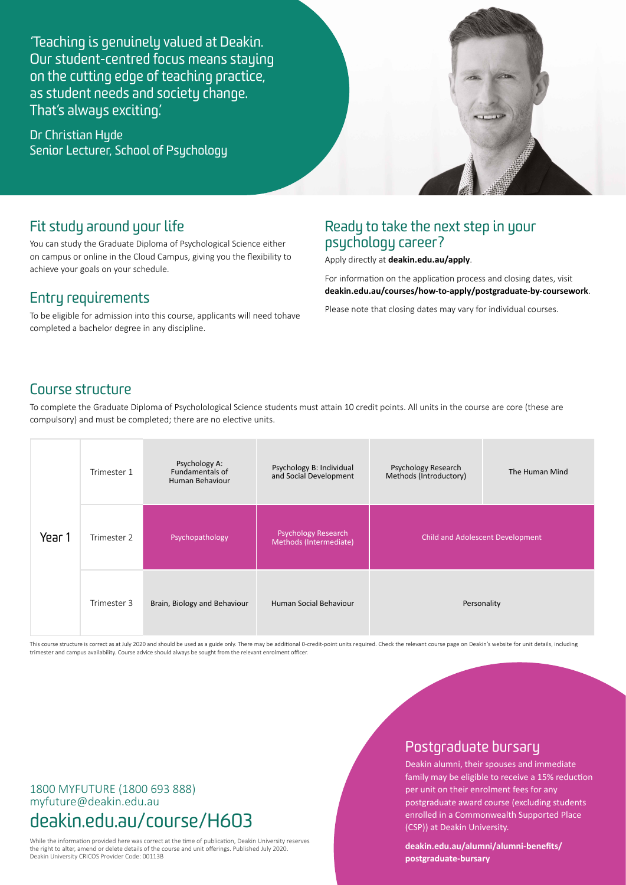'Teaching is genuinely valued at Deakin. Our student-centred focus means staying on the cutting edge of teaching practice, as student needs and society change. That's always exciting.'

Dr Christian Hyde
Senior Lecturer, School of Psychology

## Fit study around your life

You can study the Graduate Diploma of Psychological Science either on campus or online in the Cloud Campus, giving you the flexibility to achieve your goals on your schedule.

## Entry requirements

To be eligible for admission into this course, applicants will need tohave completed a bachelor degree in any discipline.

## Ready to take the next step in your psychology career?

Apply directly at **deakin.edu.au/apply**.

For information on the application process and closing dates, visit **deakin.edu.au/courses/how-to-apply/postgraduate-by-coursework**.

Please note that closing dates may vary for individual courses.

## Course structure

To complete the Graduate Diploma of Psycholological Science students must attain 10 credit points. All units in the course are core (these are compulsory) and must be completed; there are no elective units.

| | | | | | |
|---|---|---|---|---|---|
| Year 1 | Trimester 1 | Psychology A: Fundamentals of Human Behaviour | Psychology B: Individual and Social Development | Psychology Research Methods (Introductory) | The Human Mind |
| | Trimester 2 | Psychopathology | Psychology Research Methods (Intermediate) | Child and Adolescent Development | |
| | Trimester 3 | Brain, Biology and Behaviour | Human Social Behaviour | Personality | |

This course structure is correct as at July 2020 and should be used as a guide only. There may be additional 0-credit-point units required. Check the relevant course page on Deakin's website for unit details, including trimester and campus availability. Course advice should always be sought from the relevant enrolment officer.

1800 MYFUTURE (1800 693 888)
myfuture@deakin.edu.au

## deakin.edu.au/course/H603

While the information provided here was correct at the time of publication, Deakin University reserves the right to alter, amend or delete details of the course and unit offerings. Published July 2020.
Deakin University CRICOS Provider Code: 00113B

## Postgraduate bursary

Deakin alumni, their spouses and immediate family may be eligible to receive a 15% reduction per unit on their enrolment fees for any postgraduate award course (excluding students enrolled in a Commonwealth Supported Place (CSP)) at Deakin University.

**deakin.edu.au/alumni/alumni-benefits/postgraduate-bursary**